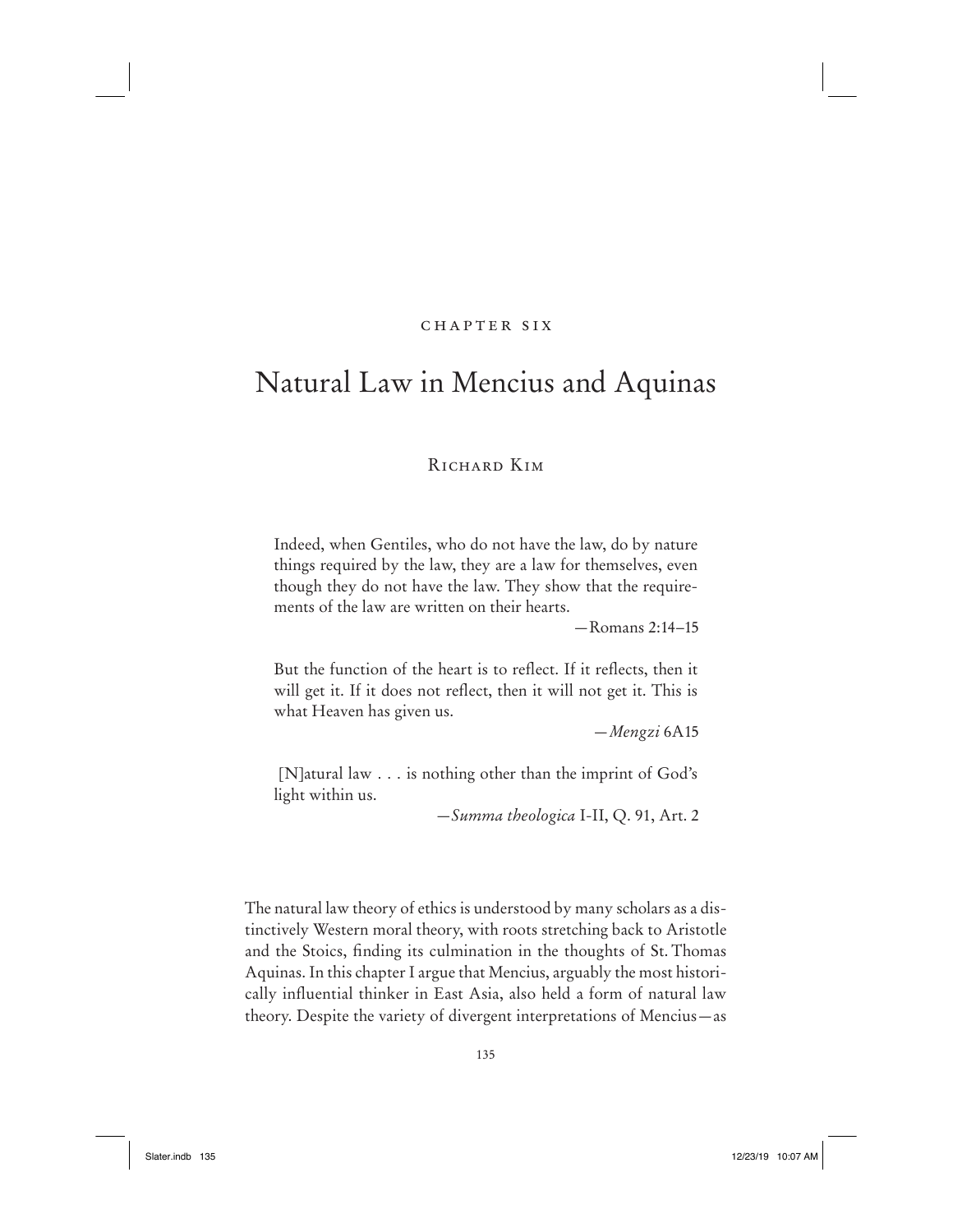CHAPTER SIX

# Natural Law in Mencius and Aquinas

RICHARD KIM

> Indeed, when Gentiles, who do not have the law, do by nature things required by the law, they are a law for themselves, even though they do not have the law. They show that the requirements of the law are written on their hearts.
>
> —Romans 2:14–15

> But the function of the heart is to reflect. If it reflects, then it will get it. If it does not reflect, then it will not get it. This is what Heaven has given us.
>
> —*Mengzi* 6A15

> [N]atural law . . . is nothing other than the imprint of God's light within us.
>
> —*Summa theologica* I-II, Q. 91, Art. 2

The natural law theory of ethics is understood by many scholars as a distinctively Western moral theory, with roots stretching back to Aristotle and the Stoics, finding its culmination in the thoughts of St. Thomas Aquinas. In this chapter I argue that Mencius, arguably the most historically influential thinker in East Asia, also held a form of natural law theory. Despite the variety of divergent interpretations of Mencius—as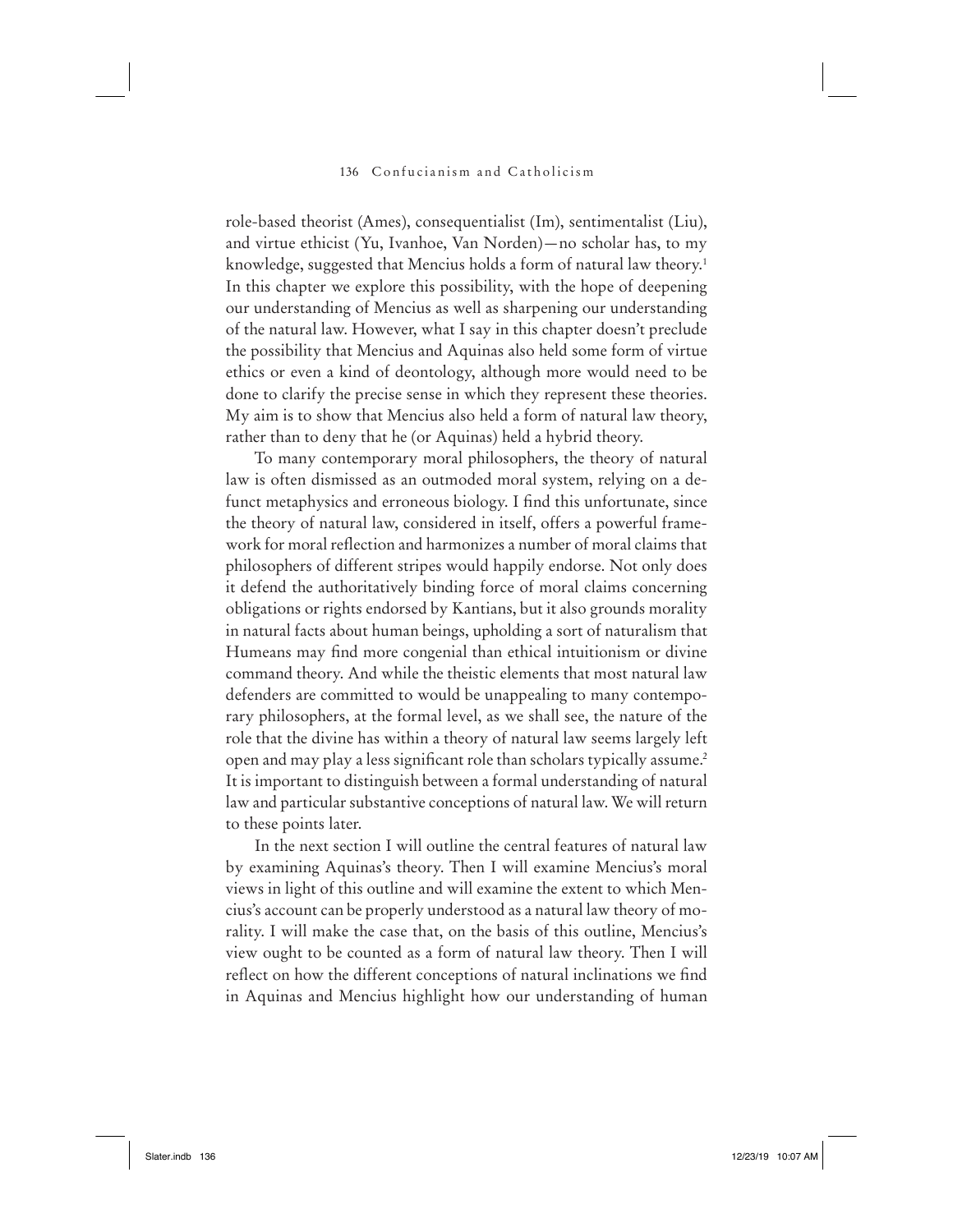role-based theorist (Ames), consequentialist (Im), sentimentalist (Liu), and virtue ethicist (Yu, Ivanhoe, Van Norden)—no scholar has, to my knowledge, suggested that Mencius holds a form of natural law theory.[1] In this chapter we explore this possibility, with the hope of deepening our understanding of Mencius as well as sharpening our understanding of the natural law. However, what I say in this chapter doesn't preclude the possibility that Mencius and Aquinas also held some form of virtue ethics or even a kind of deontology, although more would need to be done to clarify the precise sense in which they represent these theories. My aim is to show that Mencius also held a form of natural law theory, rather than to deny that he (or Aquinas) held a hybrid theory.

To many contemporary moral philosophers, the theory of natural law is often dismissed as an outmoded moral system, relying on a defunct metaphysics and erroneous biology. I find this unfortunate, since the theory of natural law, considered in itself, offers a powerful framework for moral reflection and harmonizes a number of moral claims that philosophers of different stripes would happily endorse. Not only does it defend the authoritatively binding force of moral claims concerning obligations or rights endorsed by Kantians, but it also grounds morality in natural facts about human beings, upholding a sort of naturalism that Humeans may find more congenial than ethical intuitionism or divine command theory. And while the theistic elements that most natural law defenders are committed to would be unappealing to many contemporary philosophers, at the formal level, as we shall see, the nature of the role that the divine has within a theory of natural law seems largely left open and may play a less significant role than scholars typically assume.[2] It is important to distinguish between a formal understanding of natural law and particular substantive conceptions of natural law. We will return to these points later.

In the next section I will outline the central features of natural law by examining Aquinas's theory. Then I will examine Mencius's moral views in light of this outline and will examine the extent to which Mencius's account can be properly understood as a natural law theory of morality. I will make the case that, on the basis of this outline, Mencius's view ought to be counted as a form of natural law theory. Then I will reflect on how the different conceptions of natural inclinations we find in Aquinas and Mencius highlight how our understanding of human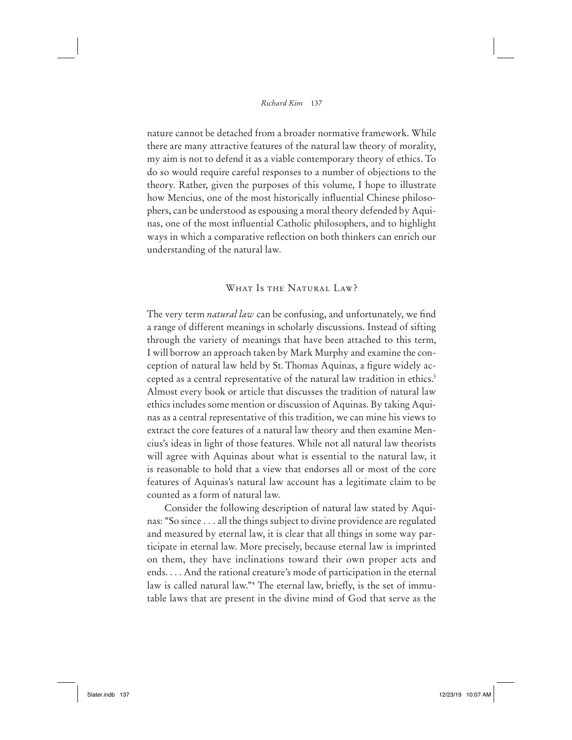nature cannot be detached from a broader normative framework. While there are many attractive features of the natural law theory of morality, my aim is not to defend it as a viable contemporary theory of ethics. To do so would require careful responses to a number of objections to the theory. Rather, given the purposes of this volume, I hope to illustrate how Mencius, one of the most historically influential Chinese philosophers, can be understood as espousing a moral theory defended by Aquinas, one of the most influential Catholic philosophers, and to highlight ways in which a comparative reflection on both thinkers can enrich our understanding of the natural law.

## What Is the Natural Law?

The very term *natural law* can be confusing, and unfortunately, we find a range of different meanings in scholarly discussions. Instead of sifting through the variety of meanings that have been attached to this term, I will borrow an approach taken by Mark Murphy and examine the conception of natural law held by St. Thomas Aquinas, a figure widely accepted as a central representative of the natural law tradition in ethics.[3] Almost every book or article that discusses the tradition of natural law ethics includes some mention or discussion of Aquinas. By taking Aquinas as a central representative of this tradition, we can mine his views to extract the core features of a natural law theory and then examine Mencius's ideas in light of those features. While not all natural law theorists will agree with Aquinas about what is essential to the natural law, it is reasonable to hold that a view that endorses all or most of the core features of Aquinas's natural law account has a legitimate claim to be counted as a form of natural law.

Consider the following description of natural law stated by Aquinas: "So since . . . all the things subject to divine providence are regulated and measured by eternal law, it is clear that all things in some way participate in eternal law. More precisely, because eternal law is imprinted on them, they have inclinations toward their own proper acts and ends. . . . And the rational creature's mode of participation in the eternal law is called natural law."[4] The eternal law, briefly, is the set of immutable laws that are present in the divine mind of God that serve as the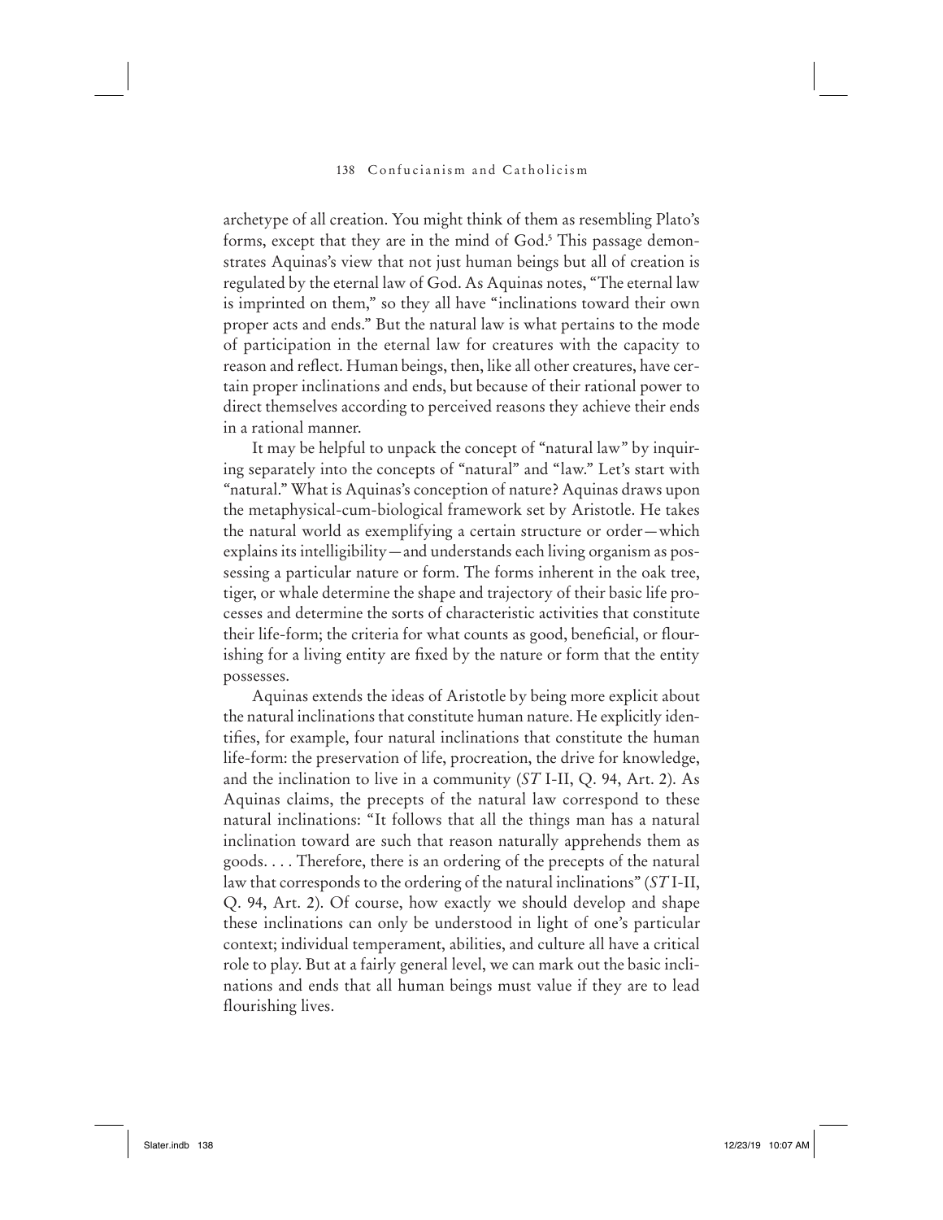archetype of all creation. You might think of them as resembling Plato's forms, except that they are in the mind of God.[5] This passage demonstrates Aquinas's view that not just human beings but all of creation is regulated by the eternal law of God. As Aquinas notes, "The eternal law is imprinted on them," so they all have "inclinations toward their own proper acts and ends." But the natural law is what pertains to the mode of participation in the eternal law for creatures with the capacity to reason and reflect. Human beings, then, like all other creatures, have certain proper inclinations and ends, but because of their rational power to direct themselves according to perceived reasons they achieve their ends in a rational manner.

It may be helpful to unpack the concept of "natural law" by inquiring separately into the concepts of "natural" and "law." Let's start with "natural." What is Aquinas's conception of nature? Aquinas draws upon the metaphysical-cum-biological framework set by Aristotle. He takes the natural world as exemplifying a certain structure or order—which explains its intelligibility—and understands each living organism as possessing a particular nature or form. The forms inherent in the oak tree, tiger, or whale determine the shape and trajectory of their basic life processes and determine the sorts of characteristic activities that constitute their life-form; the criteria for what counts as good, beneficial, or flourishing for a living entity are fixed by the nature or form that the entity possesses.

Aquinas extends the ideas of Aristotle by being more explicit about the natural inclinations that constitute human nature. He explicitly identifies, for example, four natural inclinations that constitute the human life-form: the preservation of life, procreation, the drive for knowledge, and the inclination to live in a community (*ST* I-II, Q. 94, Art. 2). As Aquinas claims, the precepts of the natural law correspond to these natural inclinations: "It follows that all the things man has a natural inclination toward are such that reason naturally apprehends them as goods. . . . Therefore, there is an ordering of the precepts of the natural law that corresponds to the ordering of the natural inclinations" (*ST* I-II, Q. 94, Art. 2). Of course, how exactly we should develop and shape these inclinations can only be understood in light of one's particular context; individual temperament, abilities, and culture all have a critical role to play. But at a fairly general level, we can mark out the basic inclinations and ends that all human beings must value if they are to lead flourishing lives.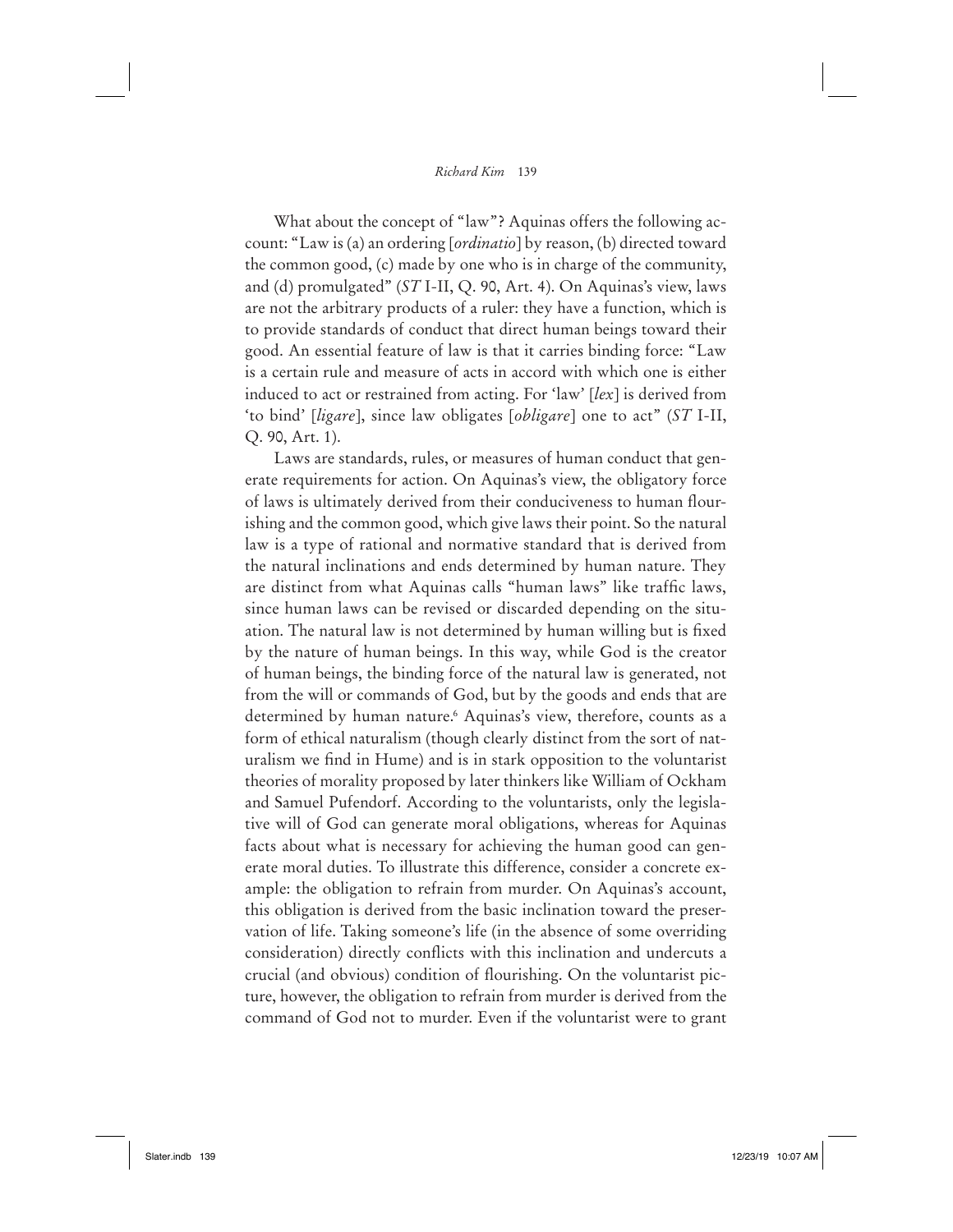What about the concept of "law"? Aquinas offers the following account: "Law is (a) an ordering [*ordinatio*] by reason, (b) directed toward the common good, (c) made by one who is in charge of the community, and (d) promulgated" (*ST* I-II, Q. 90, Art. 4). On Aquinas's view, laws are not the arbitrary products of a ruler: they have a function, which is to provide standards of conduct that direct human beings toward their good. An essential feature of law is that it carries binding force: "Law is a certain rule and measure of acts in accord with which one is either induced to act or restrained from acting. For 'law' [*lex*] is derived from 'to bind' [*ligare*], since law obligates [*obligare*] one to act" (*ST* I-II, Q. 90, Art. 1).

Laws are standards, rules, or measures of human conduct that generate requirements for action. On Aquinas's view, the obligatory force of laws is ultimately derived from their conduciveness to human flourishing and the common good, which give laws their point. So the natural law is a type of rational and normative standard that is derived from the natural inclinations and ends determined by human nature. They are distinct from what Aquinas calls "human laws" like traffic laws, since human laws can be revised or discarded depending on the situation. The natural law is not determined by human willing but is fixed by the nature of human beings. In this way, while God is the creator of human beings, the binding force of the natural law is generated, not from the will or commands of God, but by the goods and ends that are determined by human nature.[6] Aquinas's view, therefore, counts as a form of ethical naturalism (though clearly distinct from the sort of naturalism we find in Hume) and is in stark opposition to the voluntarist theories of morality proposed by later thinkers like William of Ockham and Samuel Pufendorf. According to the voluntarists, only the legislative will of God can generate moral obligations, whereas for Aquinas facts about what is necessary for achieving the human good can generate moral duties. To illustrate this difference, consider a concrete example: the obligation to refrain from murder. On Aquinas's account, this obligation is derived from the basic inclination toward the preservation of life. Taking someone's life (in the absence of some overriding consideration) directly conflicts with this inclination and undercuts a crucial (and obvious) condition of flourishing. On the voluntarist picture, however, the obligation to refrain from murder is derived from the command of God not to murder. Even if the voluntarist were to grant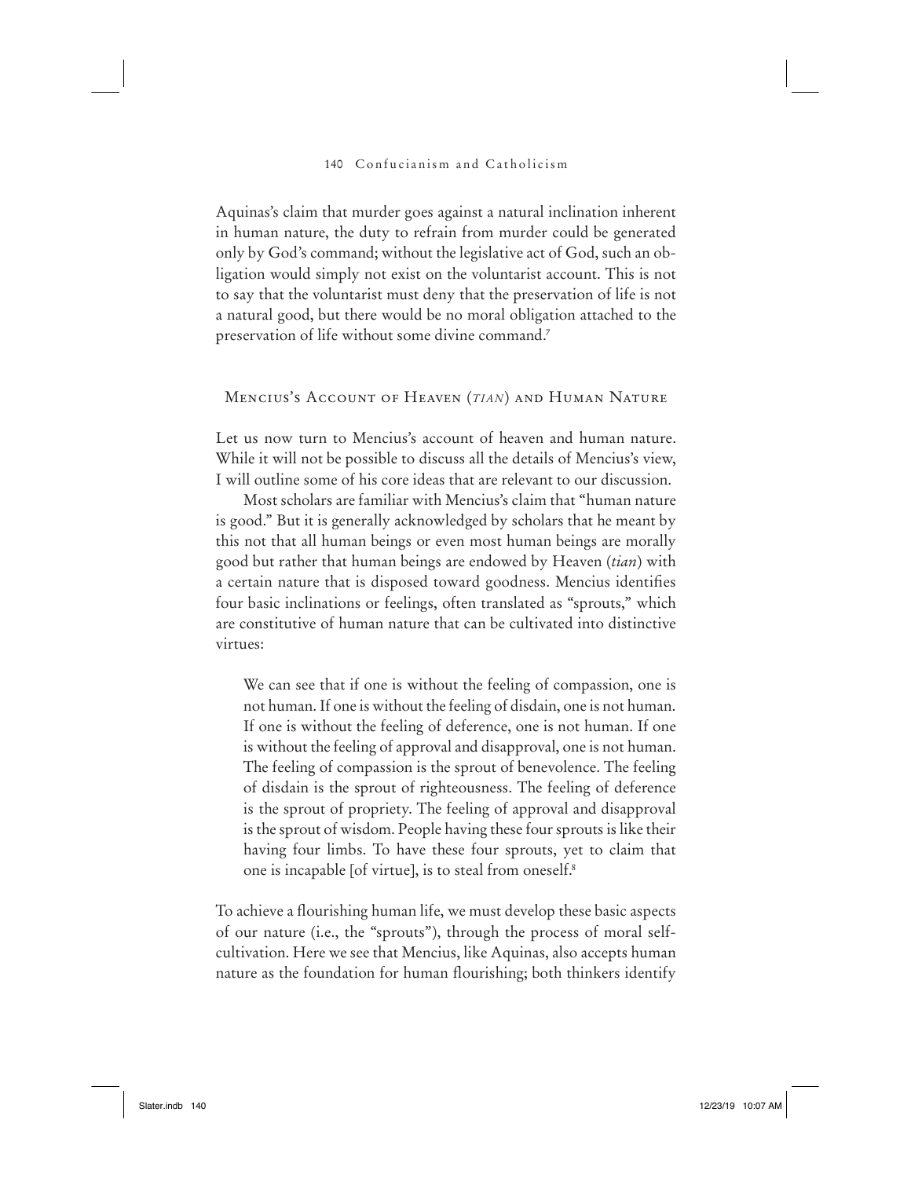Aquinas's claim that murder goes against a natural inclination inherent in human nature, the duty to refrain from murder could be generated only by God's command; without the legislative act of God, such an obligation would simply not exist on the voluntarist account. This is not to say that the voluntarist must deny that the preservation of life is not a natural good, but there would be no moral obligation attached to the preservation of life without some divine command.[7]

## Mencius's Account of Heaven (*tian*) and Human Nature

Let us now turn to Mencius's account of heaven and human nature. While it will not be possible to discuss all the details of Mencius's view, I will outline some of his core ideas that are relevant to our discussion.

Most scholars are familiar with Mencius's claim that "human nature is good." But it is generally acknowledged by scholars that he meant by this not that all human beings or even most human beings are morally good but rather that human beings are endowed by Heaven (*tian*) with a certain nature that is disposed toward goodness. Mencius identifies four basic inclinations or feelings, often translated as "sprouts," which are constitutive of human nature that can be cultivated into distinctive virtues:

> We can see that if one is without the feeling of compassion, one is not human. If one is without the feeling of disdain, one is not human. If one is without the feeling of deference, one is not human. If one is without the feeling of approval and disapproval, one is not human. The feeling of compassion is the sprout of benevolence. The feeling of disdain is the sprout of righteousness. The feeling of deference is the sprout of propriety. The feeling of approval and disapproval is the sprout of wisdom. People having these four sprouts is like their having four limbs. To have these four sprouts, yet to claim that one is incapable [of virtue], is to steal from oneself.[8]

To achieve a flourishing human life, we must develop these basic aspects of our nature (i.e., the "sprouts"), through the process of moral self-cultivation. Here we see that Mencius, like Aquinas, also accepts human nature as the foundation for human flourishing; both thinkers identify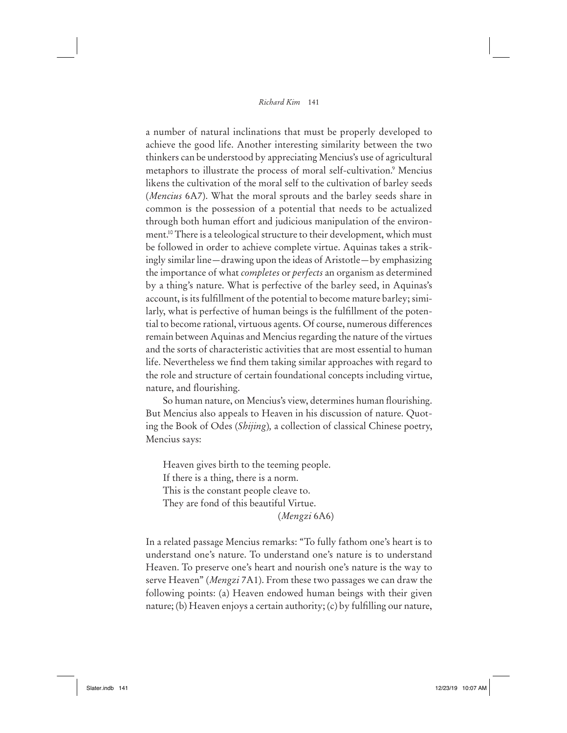a number of natural inclinations that must be properly developed to achieve the good life. Another interesting similarity between the two thinkers can be understood by appreciating Mencius's use of agricultural metaphors to illustrate the process of moral self-cultivation.[9] Mencius likens the cultivation of the moral self to the cultivation of barley seeds (*Mencius* 6A7). What the moral sprouts and the barley seeds share in common is the possession of a potential that needs to be actualized through both human effort and judicious manipulation of the environment.[10] There is a teleological structure to their development, which must be followed in order to achieve complete virtue. Aquinas takes a strikingly similar line—drawing upon the ideas of Aristotle—by emphasizing the importance of what *completes* or *perfects* an organism as determined by a thing's nature. What is perfective of the barley seed, in Aquinas's account, is its fulfillment of the potential to become mature barley; similarly, what is perfective of human beings is the fulfillment of the potential to become rational, virtuous agents. Of course, numerous differences remain between Aquinas and Mencius regarding the nature of the virtues and the sorts of characteristic activities that are most essential to human life. Nevertheless we find them taking similar approaches with regard to the role and structure of certain foundational concepts including virtue, nature, and flourishing.

So human nature, on Mencius's view, determines human flourishing. But Mencius also appeals to Heaven in his discussion of nature. Quoting the Book of Odes (*Shijing*), a collection of classical Chinese poetry, Mencius says:

> Heaven gives birth to the teeming people.
> If there is a thing, there is a norm.
> This is the constant people cleave to.
> They are fond of this beautiful Virtue.
>
> (*Mengzi* 6A6)

In a related passage Mencius remarks: "To fully fathom one's heart is to understand one's nature. To understand one's nature is to understand Heaven. To preserve one's heart and nourish one's nature is the way to serve Heaven" (*Mengzi* 7A1). From these two passages we can draw the following points: (a) Heaven endowed human beings with their given nature; (b) Heaven enjoys a certain authority; (c) by fulfilling our nature,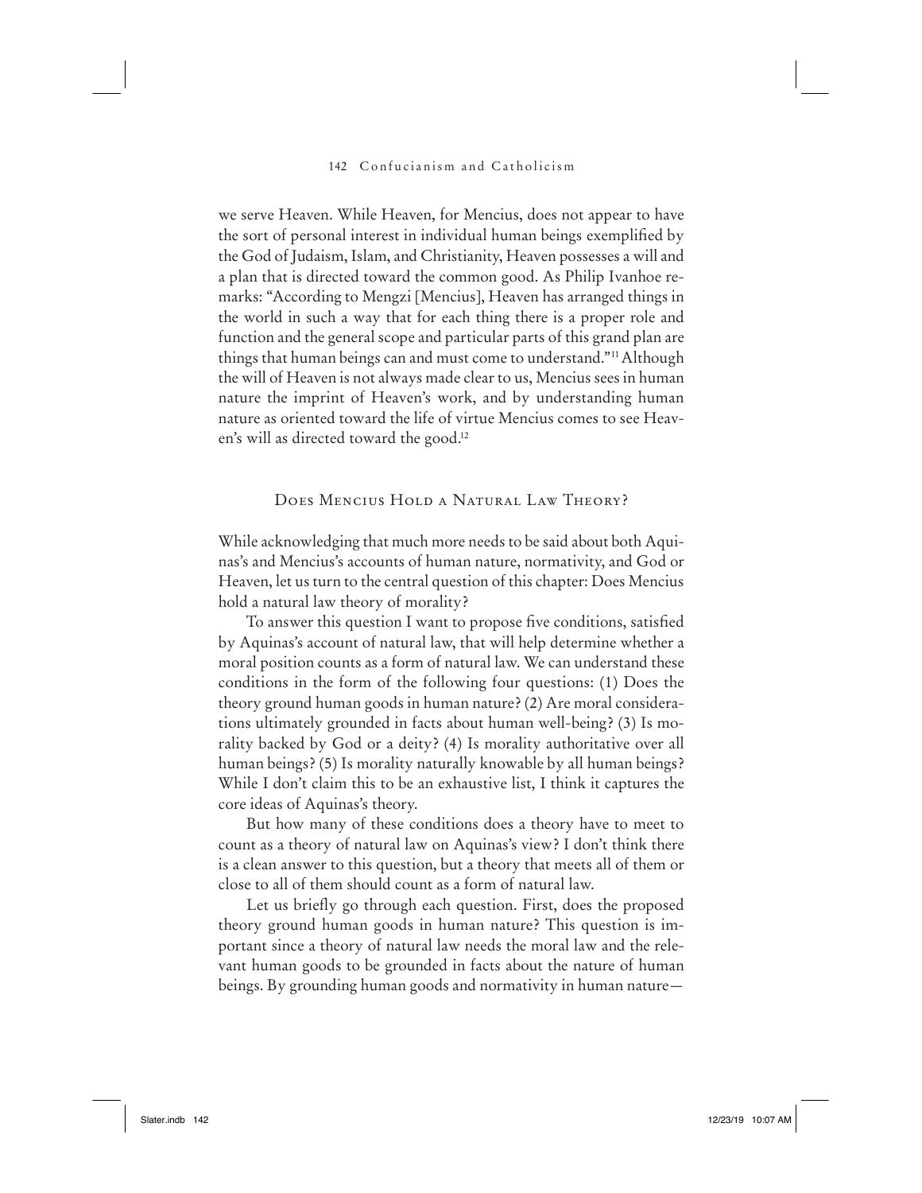we serve Heaven. While Heaven, for Mencius, does not appear to have the sort of personal interest in individual human beings exemplified by the God of Judaism, Islam, and Christianity, Heaven possesses a will and a plan that is directed toward the common good. As Philip Ivanhoe remarks: "According to Mengzi [Mencius], Heaven has arranged things in the world in such a way that for each thing there is a proper role and function and the general scope and particular parts of this grand plan are things that human beings can and must come to understand."[11] Although the will of Heaven is not always made clear to us, Mencius sees in human nature the imprint of Heaven's work, and by understanding human nature as oriented toward the life of virtue Mencius comes to see Heaven's will as directed toward the good.[12]

## Does Mencius Hold a Natural Law Theory?

While acknowledging that much more needs to be said about both Aquinas's and Mencius's accounts of human nature, normativity, and God or Heaven, let us turn to the central question of this chapter: Does Mencius hold a natural law theory of morality?

To answer this question I want to propose five conditions, satisfied by Aquinas's account of natural law, that will help determine whether a moral position counts as a form of natural law. We can understand these conditions in the form of the following four questions: (1) Does the theory ground human goods in human nature? (2) Are moral considerations ultimately grounded in facts about human well-being? (3) Is morality backed by God or a deity? (4) Is morality authoritative over all human beings? (5) Is morality naturally knowable by all human beings? While I don't claim this to be an exhaustive list, I think it captures the core ideas of Aquinas's theory.

But how many of these conditions does a theory have to meet to count as a theory of natural law on Aquinas's view? I don't think there is a clean answer to this question, but a theory that meets all of them or close to all of them should count as a form of natural law.

Let us briefly go through each question. First, does the proposed theory ground human goods in human nature? This question is important since a theory of natural law needs the moral law and the relevant human goods to be grounded in facts about the nature of human beings. By grounding human goods and normativity in human nature—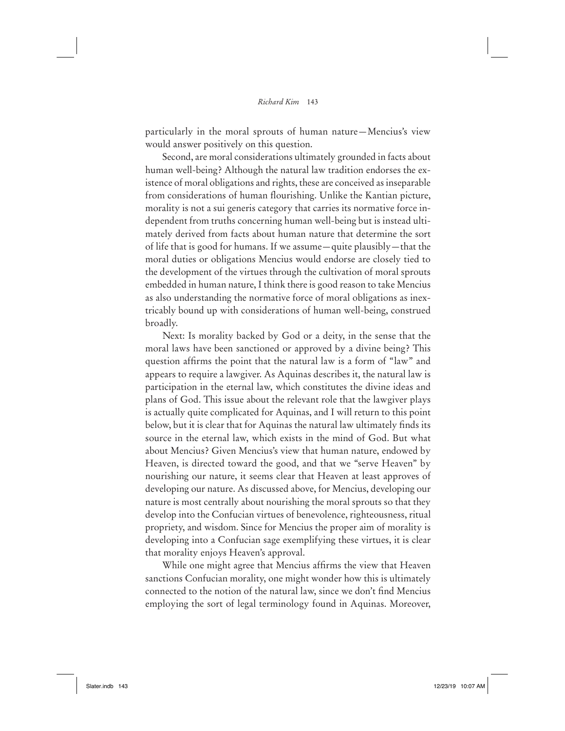particularly in the moral sprouts of human nature—Mencius's view would answer positively on this question.

Second, are moral considerations ultimately grounded in facts about human well-being? Although the natural law tradition endorses the existence of moral obligations and rights, these are conceived as inseparable from considerations of human flourishing. Unlike the Kantian picture, morality is not a sui generis category that carries its normative force independent from truths concerning human well-being but is instead ultimately derived from facts about human nature that determine the sort of life that is good for humans. If we assume—quite plausibly—that the moral duties or obligations Mencius would endorse are closely tied to the development of the virtues through the cultivation of moral sprouts embedded in human nature, I think there is good reason to take Mencius as also understanding the normative force of moral obligations as inextricably bound up with considerations of human well-being, construed broadly.

Next: Is morality backed by God or a deity, in the sense that the moral laws have been sanctioned or approved by a divine being? This question affirms the point that the natural law is a form of "law" and appears to require a lawgiver. As Aquinas describes it, the natural law is participation in the eternal law, which constitutes the divine ideas and plans of God. This issue about the relevant role that the lawgiver plays is actually quite complicated for Aquinas, and I will return to this point below, but it is clear that for Aquinas the natural law ultimately finds its source in the eternal law, which exists in the mind of God. But what about Mencius? Given Mencius's view that human nature, endowed by Heaven, is directed toward the good, and that we "serve Heaven" by nourishing our nature, it seems clear that Heaven at least approves of developing our nature. As discussed above, for Mencius, developing our nature is most centrally about nourishing the moral sprouts so that they develop into the Confucian virtues of benevolence, righteousness, ritual propriety, and wisdom. Since for Mencius the proper aim of morality is developing into a Confucian sage exemplifying these virtues, it is clear that morality enjoys Heaven's approval.

While one might agree that Mencius affirms the view that Heaven sanctions Confucian morality, one might wonder how this is ultimately connected to the notion of the natural law, since we don't find Mencius employing the sort of legal terminology found in Aquinas. Moreover,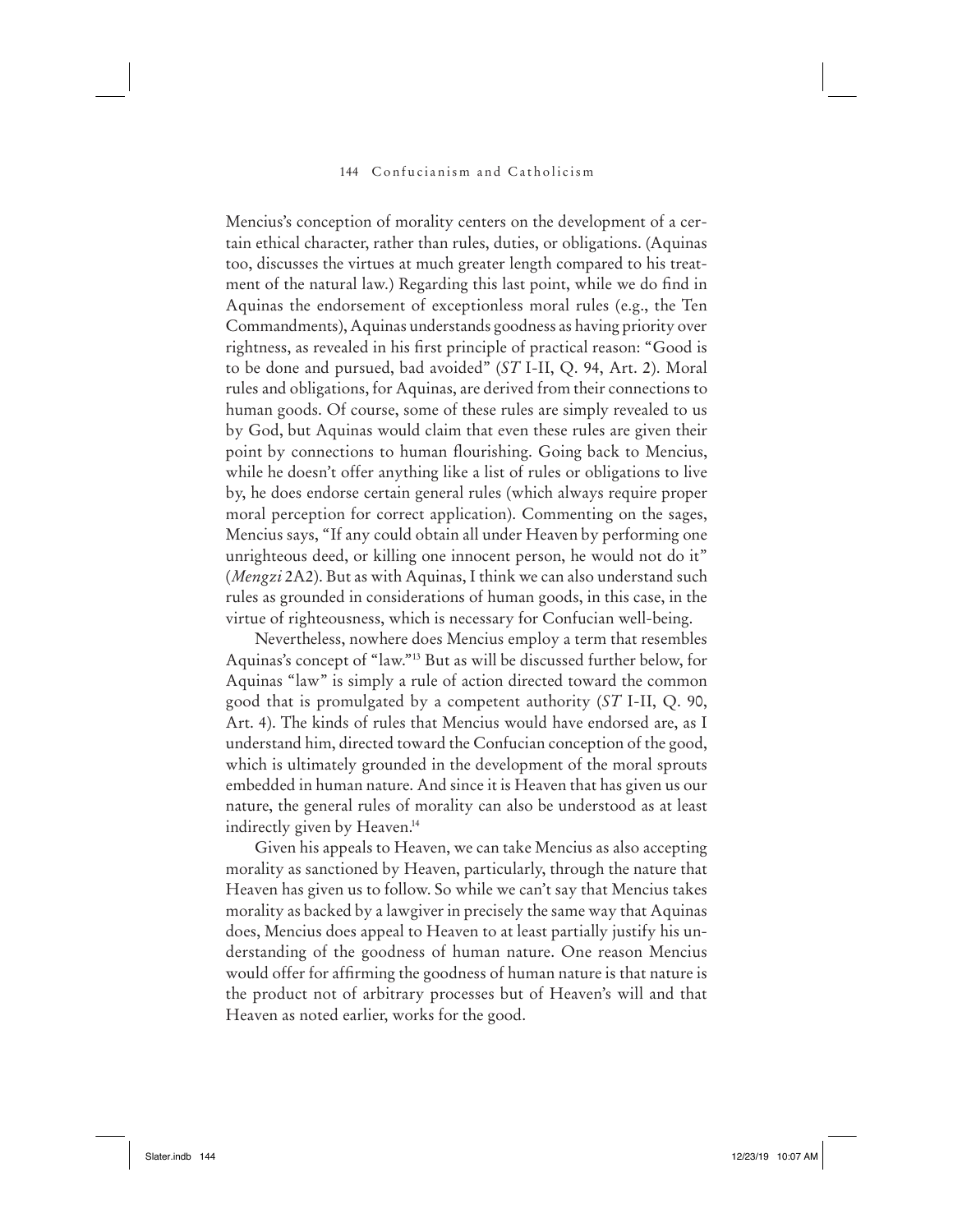Mencius's conception of morality centers on the development of a certain ethical character, rather than rules, duties, or obligations. (Aquinas too, discusses the virtues at much greater length compared to his treatment of the natural law.) Regarding this last point, while we do find in Aquinas the endorsement of exceptionless moral rules (e.g., the Ten Commandments), Aquinas understands goodness as having priority over rightness, as revealed in his first principle of practical reason: "Good is to be done and pursued, bad avoided" (*ST* I-II, Q. 94, Art. 2). Moral rules and obligations, for Aquinas, are derived from their connections to human goods. Of course, some of these rules are simply revealed to us by God, but Aquinas would claim that even these rules are given their point by connections to human flourishing. Going back to Mencius, while he doesn't offer anything like a list of rules or obligations to live by, he does endorse certain general rules (which always require proper moral perception for correct application). Commenting on the sages, Mencius says, "If any could obtain all under Heaven by performing one unrighteous deed, or killing one innocent person, he would not do it" (*Mengzi* 2A2). But as with Aquinas, I think we can also understand such rules as grounded in considerations of human goods, in this case, in the virtue of righteousness, which is necessary for Confucian well-being.

Nevertheless, nowhere does Mencius employ a term that resembles Aquinas's concept of "law."[13] But as will be discussed further below, for Aquinas "law" is simply a rule of action directed toward the common good that is promulgated by a competent authority (*ST* I-II, Q. 90, Art. 4). The kinds of rules that Mencius would have endorsed are, as I understand him, directed toward the Confucian conception of the good, which is ultimately grounded in the development of the moral sprouts embedded in human nature. And since it is Heaven that has given us our nature, the general rules of morality can also be understood as at least indirectly given by Heaven.[14]

Given his appeals to Heaven, we can take Mencius as also accepting morality as sanctioned by Heaven, particularly, through the nature that Heaven has given us to follow. So while we can't say that Mencius takes morality as backed by a lawgiver in precisely the same way that Aquinas does, Mencius does appeal to Heaven to at least partially justify his understanding of the goodness of human nature. One reason Mencius would offer for affirming the goodness of human nature is that nature is the product not of arbitrary processes but of Heaven's will and that Heaven as noted earlier, works for the good.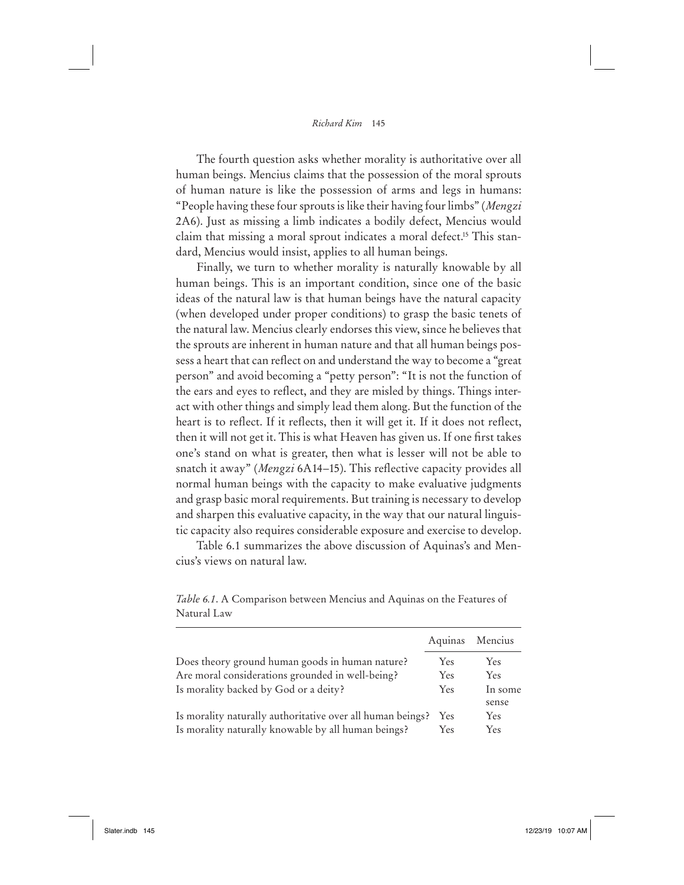The fourth question asks whether morality is authoritative over all human beings. Mencius claims that the possession of the moral sprouts of human nature is like the possession of arms and legs in humans: "People having these four sprouts is like their having four limbs" (*Mengzi* 2A6). Just as missing a limb indicates a bodily defect, Mencius would claim that missing a moral sprout indicates a moral defect.[15] This standard, Mencius would insist, applies to all human beings.

Finally, we turn to whether morality is naturally knowable by all human beings. This is an important condition, since one of the basic ideas of the natural law is that human beings have the natural capacity (when developed under proper conditions) to grasp the basic tenets of the natural law. Mencius clearly endorses this view, since he believes that the sprouts are inherent in human nature and that all human beings possess a heart that can reflect on and understand the way to become a "great person" and avoid becoming a "petty person": "It is not the function of the ears and eyes to reflect, and they are misled by things. Things interact with other things and simply lead them along. But the function of the heart is to reflect. If it reflects, then it will get it. If it does not reflect, then it will not get it. This is what Heaven has given us. If one first takes one's stand on what is greater, then what is lesser will not be able to snatch it away" (*Mengzi* 6A14–15). This reflective capacity provides all normal human beings with the capacity to make evaluative judgments and grasp basic moral requirements. But training is necessary to develop and sharpen this evaluative capacity, in the way that our natural linguistic capacity also requires considerable exposure and exercise to develop.

Table 6.1 summarizes the above discussion of Aquinas's and Mencius's views on natural law.

*Table 6.1.* A Comparison between Mencius and Aquinas on the Features of Natural Law

| | Aquinas | Mencius |
|---|---|---|
| Does theory ground human goods in human nature? | Yes | Yes |
| Are moral considerations grounded in well-being? | Yes | Yes |
| Is morality backed by God or a deity? | Yes | In some sense |
| Is morality naturally authoritative over all human beings? | Yes | Yes |
| Is morality naturally knowable by all human beings? | Yes | Yes |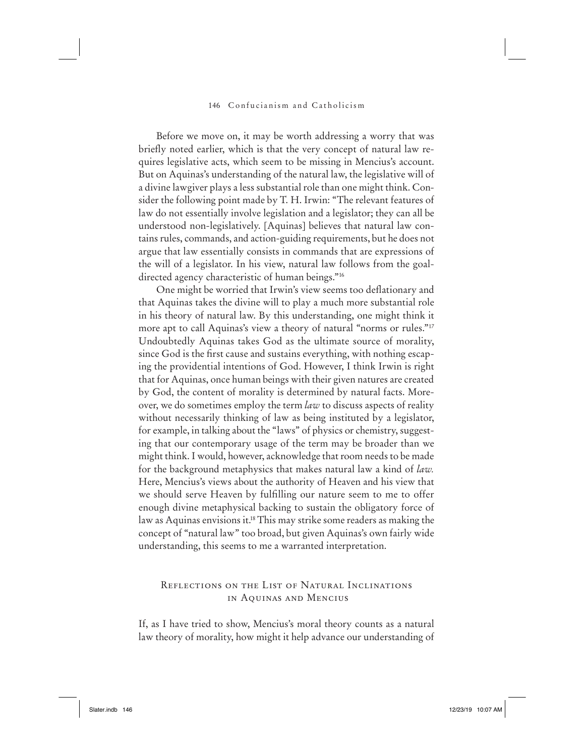Before we move on, it may be worth addressing a worry that was briefly noted earlier, which is that the very concept of natural law requires legislative acts, which seem to be missing in Mencius's account. But on Aquinas's understanding of the natural law, the legislative will of a divine lawgiver plays a less substantial role than one might think. Consider the following point made by T. H. Irwin: "The relevant features of law do not essentially involve legislation and a legislator; they can all be understood non-legislatively. [Aquinas] believes that natural law contains rules, commands, and action-guiding requirements, but he does not argue that law essentially consists in commands that are expressions of the will of a legislator. In his view, natural law follows from the goal-directed agency characteristic of human beings."[16]

One might be worried that Irwin's view seems too deflationary and that Aquinas takes the divine will to play a much more substantial role in his theory of natural law. By this understanding, one might think it more apt to call Aquinas's view a theory of natural "norms or rules."[17] Undoubtedly Aquinas takes God as the ultimate source of morality, since God is the first cause and sustains everything, with nothing escaping the providential intentions of God. However, I think Irwin is right that for Aquinas, once human beings with their given natures are created by God, the content of morality is determined by natural facts. Moreover, we do sometimes employ the term *law* to discuss aspects of reality without necessarily thinking of law as being instituted by a legislator, for example, in talking about the "laws" of physics or chemistry, suggesting that our contemporary usage of the term may be broader than we might think. I would, however, acknowledge that room needs to be made for the background metaphysics that makes natural law a kind of *law.* Here, Mencius's views about the authority of Heaven and his view that we should serve Heaven by fulfilling our nature seem to me to offer enough divine metaphysical backing to sustain the obligatory force of law as Aquinas envisions it.[18] This may strike some readers as making the concept of "natural law" too broad, but given Aquinas's own fairly wide understanding, this seems to me a warranted interpretation.

## Reflections on the List of Natural Inclinations in Aquinas and Mencius

If, as I have tried to show, Mencius's moral theory counts as a natural law theory of morality, how might it help advance our understanding of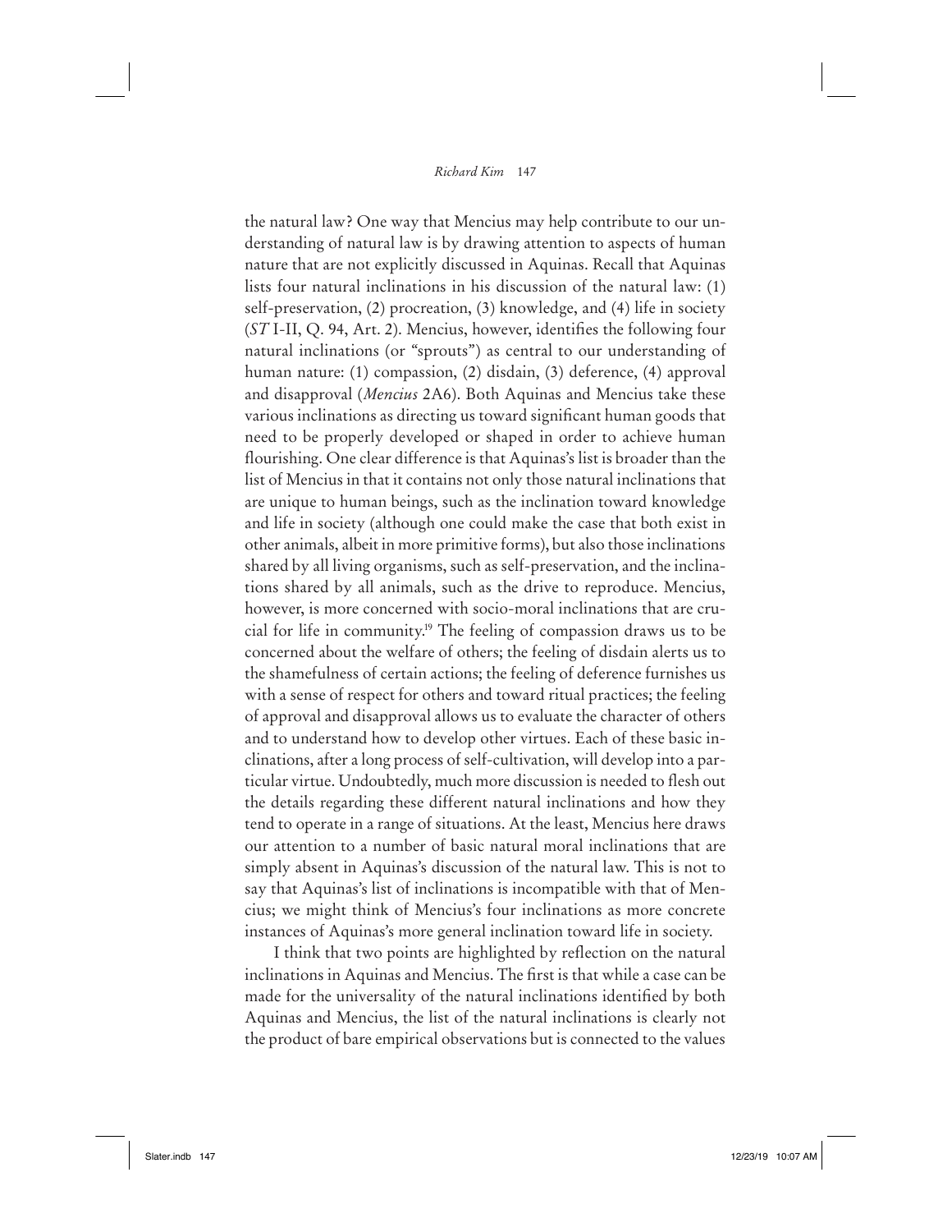the natural law? One way that Mencius may help contribute to our understanding of natural law is by drawing attention to aspects of human nature that are not explicitly discussed in Aquinas. Recall that Aquinas lists four natural inclinations in his discussion of the natural law: (1) self-preservation, (2) procreation, (3) knowledge, and (4) life in society (*ST* I-II, Q. 94, Art. 2). Mencius, however, identifies the following four natural inclinations (or "sprouts") as central to our understanding of human nature: (1) compassion, (2) disdain, (3) deference, (4) approval and disapproval (*Mencius* 2A6). Both Aquinas and Mencius take these various inclinations as directing us toward significant human goods that need to be properly developed or shaped in order to achieve human flourishing. One clear difference is that Aquinas's list is broader than the list of Mencius in that it contains not only those natural inclinations that are unique to human beings, such as the inclination toward knowledge and life in society (although one could make the case that both exist in other animals, albeit in more primitive forms), but also those inclinations shared by all living organisms, such as self-preservation, and the inclinations shared by all animals, such as the drive to reproduce. Mencius, however, is more concerned with socio-moral inclinations that are crucial for life in community.[19] The feeling of compassion draws us to be concerned about the welfare of others; the feeling of disdain alerts us to the shamefulness of certain actions; the feeling of deference furnishes us with a sense of respect for others and toward ritual practices; the feeling of approval and disapproval allows us to evaluate the character of others and to understand how to develop other virtues. Each of these basic inclinations, after a long process of self-cultivation, will develop into a particular virtue. Undoubtedly, much more discussion is needed to flesh out the details regarding these different natural inclinations and how they tend to operate in a range of situations. At the least, Mencius here draws our attention to a number of basic natural moral inclinations that are simply absent in Aquinas's discussion of the natural law. This is not to say that Aquinas's list of inclinations is incompatible with that of Mencius; we might think of Mencius's four inclinations as more concrete instances of Aquinas's more general inclination toward life in society.

I think that two points are highlighted by reflection on the natural inclinations in Aquinas and Mencius. The first is that while a case can be made for the universality of the natural inclinations identified by both Aquinas and Mencius, the list of the natural inclinations is clearly not the product of bare empirical observations but is connected to the values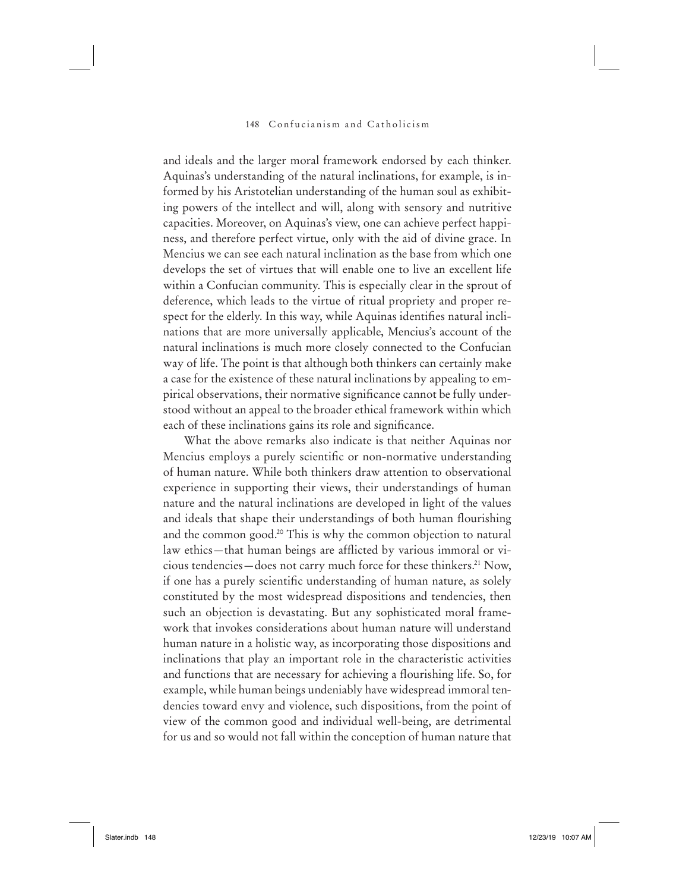and ideals and the larger moral framework endorsed by each thinker. Aquinas's understanding of the natural inclinations, for example, is informed by his Aristotelian understanding of the human soul as exhibiting powers of the intellect and will, along with sensory and nutritive capacities. Moreover, on Aquinas's view, one can achieve perfect happiness, and therefore perfect virtue, only with the aid of divine grace. In Mencius we can see each natural inclination as the base from which one develops the set of virtues that will enable one to live an excellent life within a Confucian community. This is especially clear in the sprout of deference, which leads to the virtue of ritual propriety and proper respect for the elderly. In this way, while Aquinas identifies natural inclinations that are more universally applicable, Mencius's account of the natural inclinations is much more closely connected to the Confucian way of life. The point is that although both thinkers can certainly make a case for the existence of these natural inclinations by appealing to empirical observations, their normative significance cannot be fully understood without an appeal to the broader ethical framework within which each of these inclinations gains its role and significance.

What the above remarks also indicate is that neither Aquinas nor Mencius employs a purely scientific or non-normative understanding of human nature. While both thinkers draw attention to observational experience in supporting their views, their understandings of human nature and the natural inclinations are developed in light of the values and ideals that shape their understandings of both human flourishing and the common good.[20] This is why the common objection to natural law ethics—that human beings are afflicted by various immoral or vicious tendencies—does not carry much force for these thinkers.[21] Now, if one has a purely scientific understanding of human nature, as solely constituted by the most widespread dispositions and tendencies, then such an objection is devastating. But any sophisticated moral framework that invokes considerations about human nature will understand human nature in a holistic way, as incorporating those dispositions and inclinations that play an important role in the characteristic activities and functions that are necessary for achieving a flourishing life. So, for example, while human beings undeniably have widespread immoral tendencies toward envy and violence, such dispositions, from the point of view of the common good and individual well-being, are detrimental for us and so would not fall within the conception of human nature that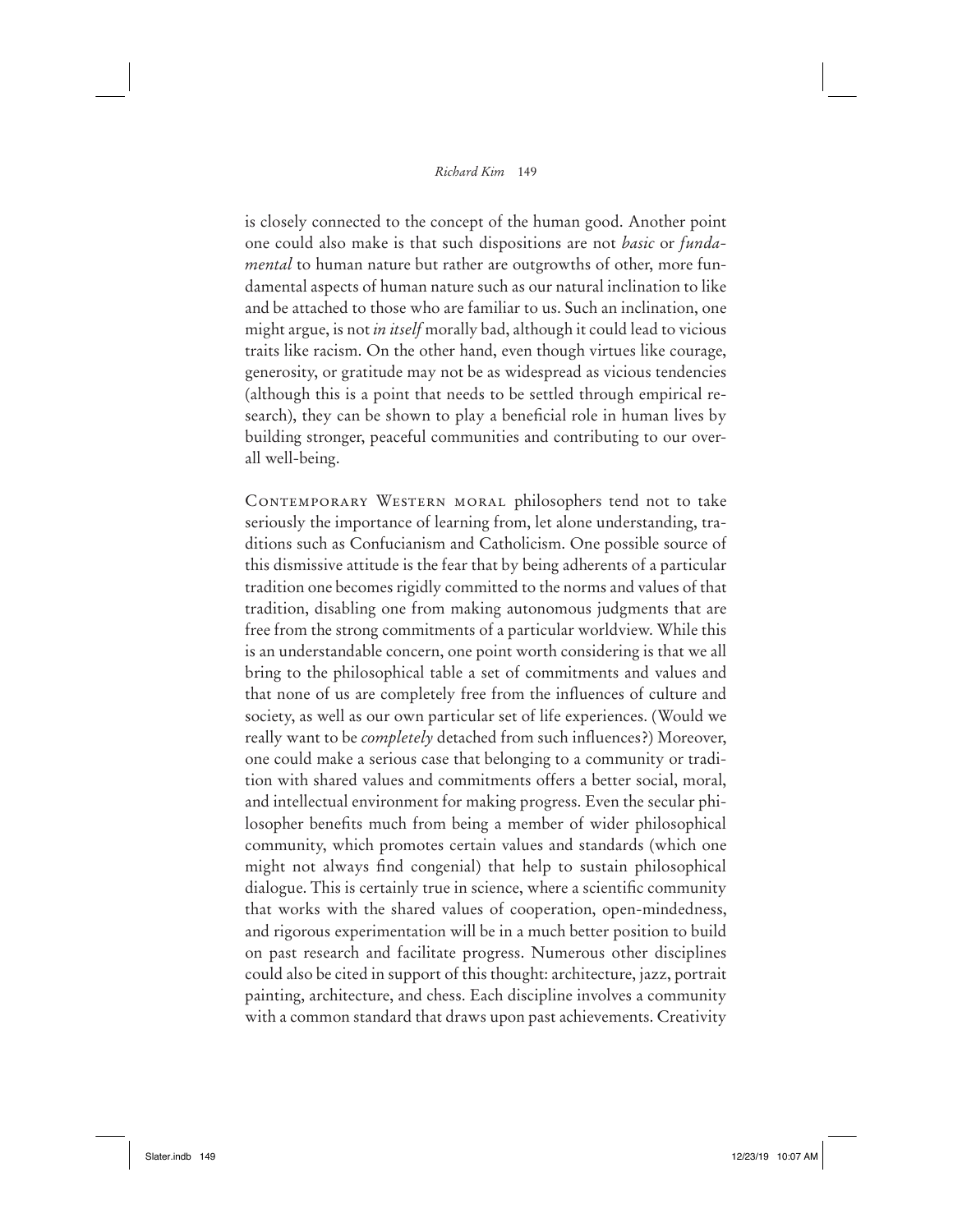is closely connected to the concept of the human good. Another point one could also make is that such dispositions are not *basic* or *fundamental* to human nature but rather are outgrowths of other, more fundamental aspects of human nature such as our natural inclination to like and be attached to those who are familiar to us. Such an inclination, one might argue, is not *in itself* morally bad, although it could lead to vicious traits like racism. On the other hand, even though virtues like courage, generosity, or gratitude may not be as widespread as vicious tendencies (although this is a point that needs to be settled through empirical research), they can be shown to play a beneficial role in human lives by building stronger, peaceful communities and contributing to our overall well-being.

Contemporary Western moral philosophers tend not to take seriously the importance of learning from, let alone understanding, traditions such as Confucianism and Catholicism. One possible source of this dismissive attitude is the fear that by being adherents of a particular tradition one becomes rigidly committed to the norms and values of that tradition, disabling one from making autonomous judgments that are free from the strong commitments of a particular worldview. While this is an understandable concern, one point worth considering is that we all bring to the philosophical table a set of commitments and values and that none of us are completely free from the influences of culture and society, as well as our own particular set of life experiences. (Would we really want to be *completely* detached from such influences?) Moreover, one could make a serious case that belonging to a community or tradition with shared values and commitments offers a better social, moral, and intellectual environment for making progress. Even the secular philosopher benefits much from being a member of wider philosophical community, which promotes certain values and standards (which one might not always find congenial) that help to sustain philosophical dialogue. This is certainly true in science, where a scientific community that works with the shared values of cooperation, open-mindedness, and rigorous experimentation will be in a much better position to build on past research and facilitate progress. Numerous other disciplines could also be cited in support of this thought: architecture, jazz, portrait painting, architecture, and chess. Each discipline involves a community with a common standard that draws upon past achievements. Creativity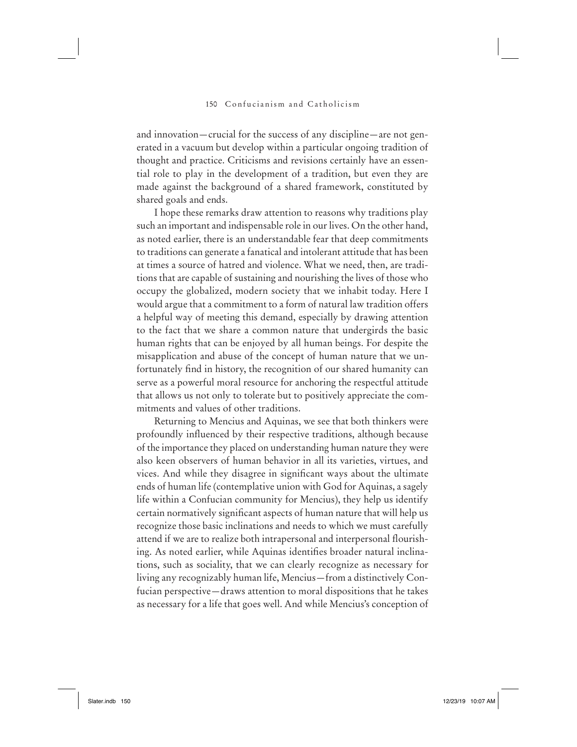and innovation—crucial for the success of any discipline—are not generated in a vacuum but develop within a particular ongoing tradition of thought and practice. Criticisms and revisions certainly have an essential role to play in the development of a tradition, but even they are made against the background of a shared framework, constituted by shared goals and ends.

I hope these remarks draw attention to reasons why traditions play such an important and indispensable role in our lives. On the other hand, as noted earlier, there is an understandable fear that deep commitments to traditions can generate a fanatical and intolerant attitude that has been at times a source of hatred and violence. What we need, then, are traditions that are capable of sustaining and nourishing the lives of those who occupy the globalized, modern society that we inhabit today. Here I would argue that a commitment to a form of natural law tradition offers a helpful way of meeting this demand, especially by drawing attention to the fact that we share a common nature that undergirds the basic human rights that can be enjoyed by all human beings. For despite the misapplication and abuse of the concept of human nature that we unfortunately find in history, the recognition of our shared humanity can serve as a powerful moral resource for anchoring the respectful attitude that allows us not only to tolerate but to positively appreciate the commitments and values of other traditions.

Returning to Mencius and Aquinas, we see that both thinkers were profoundly influenced by their respective traditions, although because of the importance they placed on understanding human nature they were also keen observers of human behavior in all its varieties, virtues, and vices. And while they disagree in significant ways about the ultimate ends of human life (contemplative union with God for Aquinas, a sagely life within a Confucian community for Mencius), they help us identify certain normatively significant aspects of human nature that will help us recognize those basic inclinations and needs to which we must carefully attend if we are to realize both intrapersonal and interpersonal flourishing. As noted earlier, while Aquinas identifies broader natural inclinations, such as sociality, that we can clearly recognize as necessary for living any recognizably human life, Mencius—from a distinctively Confucian perspective—draws attention to moral dispositions that he takes as necessary for a life that goes well. And while Mencius's conception of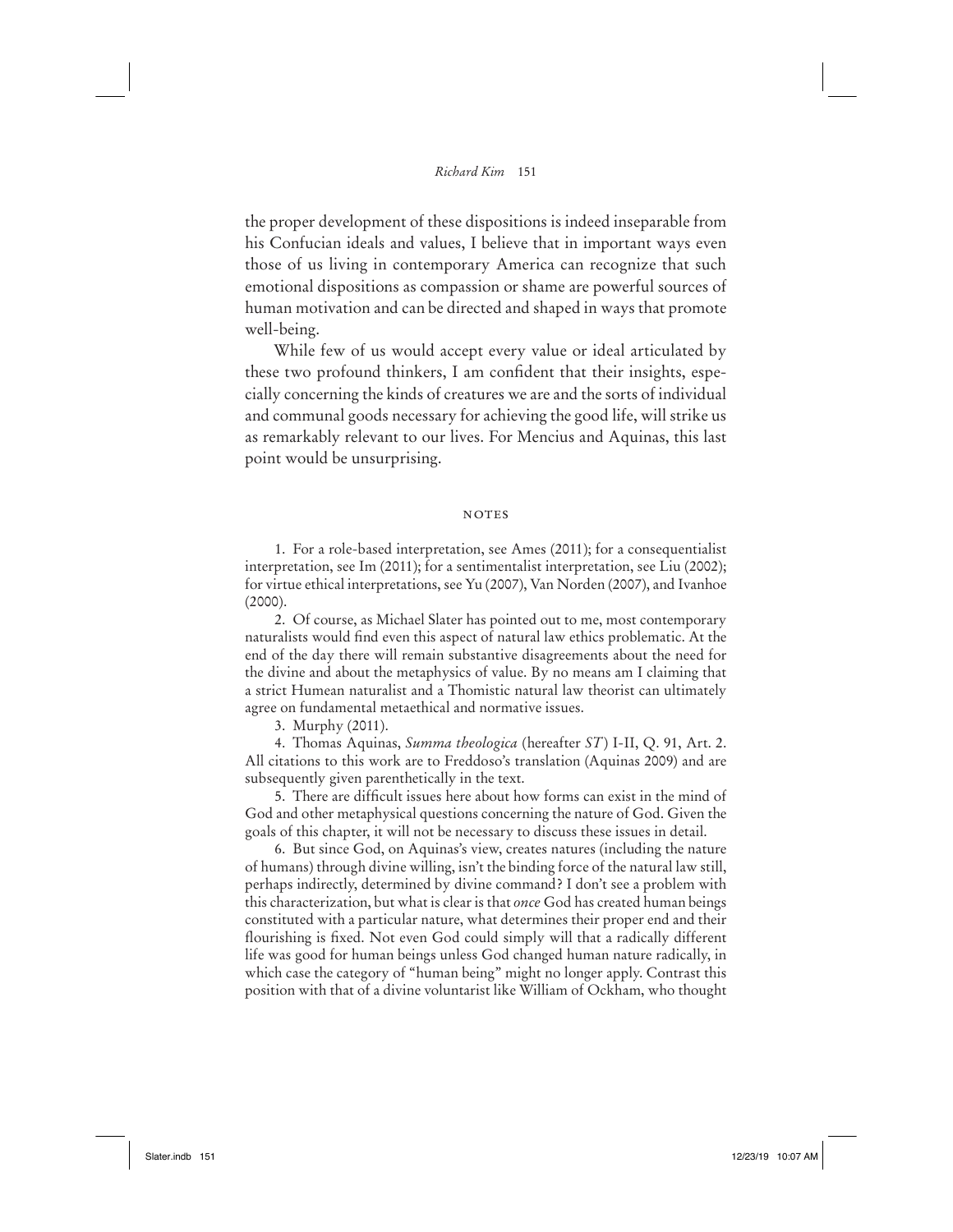the proper development of these dispositions is indeed inseparable from his Confucian ideals and values, I believe that in important ways even those of us living in contemporary America can recognize that such emotional dispositions as compassion or shame are powerful sources of human motivation and can be directed and shaped in ways that promote well-being.

While few of us would accept every value or ideal articulated by these two profound thinkers, I am confident that their insights, especially concerning the kinds of creatures we are and the sorts of individual and communal goods necessary for achieving the good life, will strike us as remarkably relevant to our lives. For Mencius and Aquinas, this last point would be unsurprising.

## NOTES

1. For a role-based interpretation, see Ames (2011); for a consequentialist interpretation, see Im (2011); for a sentimentalist interpretation, see Liu (2002); for virtue ethical interpretations, see Yu (2007), Van Norden (2007), and Ivanhoe (2000).

2. Of course, as Michael Slater has pointed out to me, most contemporary naturalists would find even this aspect of natural law ethics problematic. At the end of the day there will remain substantive disagreements about the need for the divine and about the metaphysics of value. By no means am I claiming that a strict Humean naturalist and a Thomistic natural law theorist can ultimately agree on fundamental metaethical and normative issues.

3. Murphy (2011).

4. Thomas Aquinas, *Summa theologica* (hereafter *ST*) I-II, Q. 91, Art. 2. All citations to this work are to Freddoso's translation (Aquinas 2009) and are subsequently given parenthetically in the text.

5. There are difficult issues here about how forms can exist in the mind of God and other metaphysical questions concerning the nature of God. Given the goals of this chapter, it will not be necessary to discuss these issues in detail.

6. But since God, on Aquinas's view, creates natures (including the nature of humans) through divine willing, isn't the binding force of the natural law still, perhaps indirectly, determined by divine command? I don't see a problem with this characterization, but what is clear is that *once* God has created human beings constituted with a particular nature, what determines their proper end and their flourishing is fixed. Not even God could simply will that a radically different life was good for human beings unless God changed human nature radically, in which case the category of "human being" might no longer apply. Contrast this position with that of a divine voluntarist like William of Ockham, who thought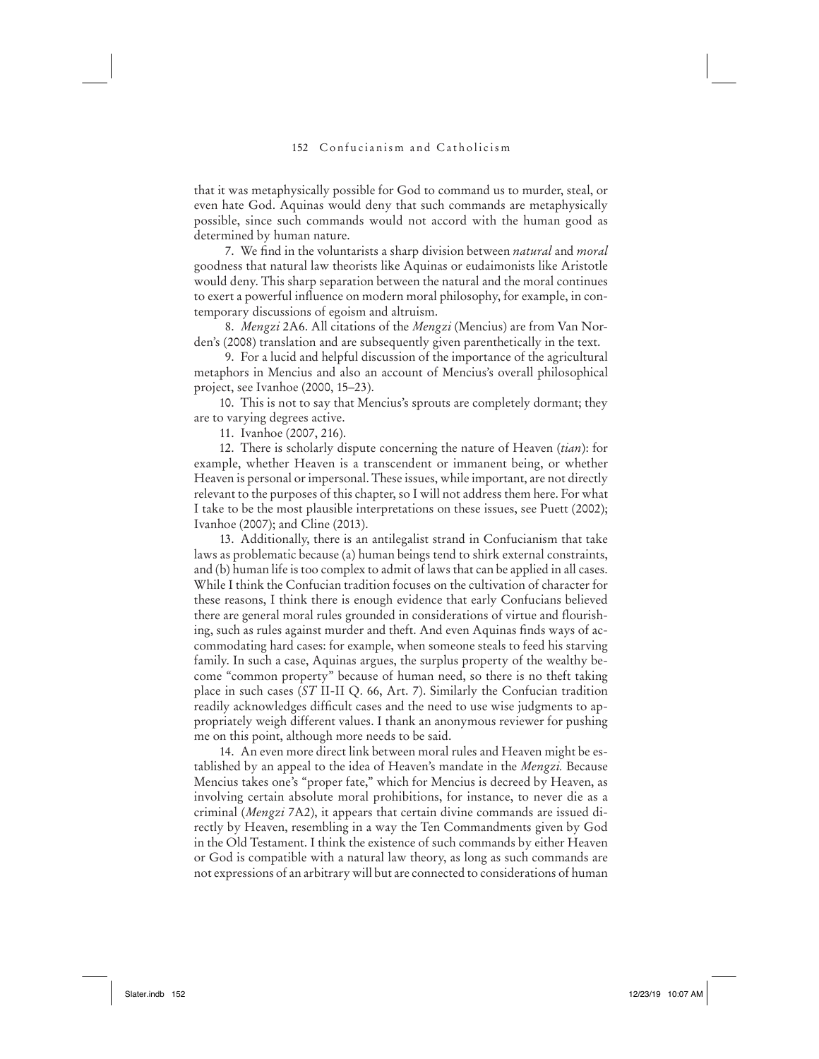that it was metaphysically possible for God to command us to murder, steal, or even hate God. Aquinas would deny that such commands are metaphysically possible, since such commands would not accord with the human good as determined by human nature.

7. We find in the voluntarists a sharp division between *natural* and *moral* goodness that natural law theorists like Aquinas or eudaimonists like Aristotle would deny. This sharp separation between the natural and the moral continues to exert a powerful influence on modern moral philosophy, for example, in contemporary discussions of egoism and altruism.

8. *Mengzi* 2A6. All citations of the *Mengzi* (Mencius) are from Van Norden's (2008) translation and are subsequently given parenthetically in the text.

9. For a lucid and helpful discussion of the importance of the agricultural metaphors in Mencius and also an account of Mencius's overall philosophical project, see Ivanhoe (2000, 15–23).

10. This is not to say that Mencius's sprouts are completely dormant; they are to varying degrees active.

11. Ivanhoe (2007, 216).

12. There is scholarly dispute concerning the nature of Heaven (*tian*): for example, whether Heaven is a transcendent or immanent being, or whether Heaven is personal or impersonal. These issues, while important, are not directly relevant to the purposes of this chapter, so I will not address them here. For what I take to be the most plausible interpretations on these issues, see Puett (2002); Ivanhoe (2007); and Cline (2013).

13. Additionally, there is an antilegalist strand in Confucianism that take laws as problematic because (a) human beings tend to shirk external constraints, and (b) human life is too complex to admit of laws that can be applied in all cases. While I think the Confucian tradition focuses on the cultivation of character for these reasons, I think there is enough evidence that early Confucians believed there are general moral rules grounded in considerations of virtue and flourishing, such as rules against murder and theft. And even Aquinas finds ways of accommodating hard cases: for example, when someone steals to feed his starving family. In such a case, Aquinas argues, the surplus property of the wealthy become "common property" because of human need, so there is no theft taking place in such cases (*ST* II-II Q. 66, Art. 7). Similarly the Confucian tradition readily acknowledges difficult cases and the need to use wise judgments to appropriately weigh different values. I thank an anonymous reviewer for pushing me on this point, although more needs to be said.

14. An even more direct link between moral rules and Heaven might be established by an appeal to the idea of Heaven's mandate in the *Mengzi.* Because Mencius takes one's "proper fate," which for Mencius is decreed by Heaven, as involving certain absolute moral prohibitions, for instance, to never die as a criminal (*Mengzi* 7A2), it appears that certain divine commands are issued directly by Heaven, resembling in a way the Ten Commandments given by God in the Old Testament. I think the existence of such commands by either Heaven or God is compatible with a natural law theory, as long as such commands are not expressions of an arbitrary will but are connected to considerations of human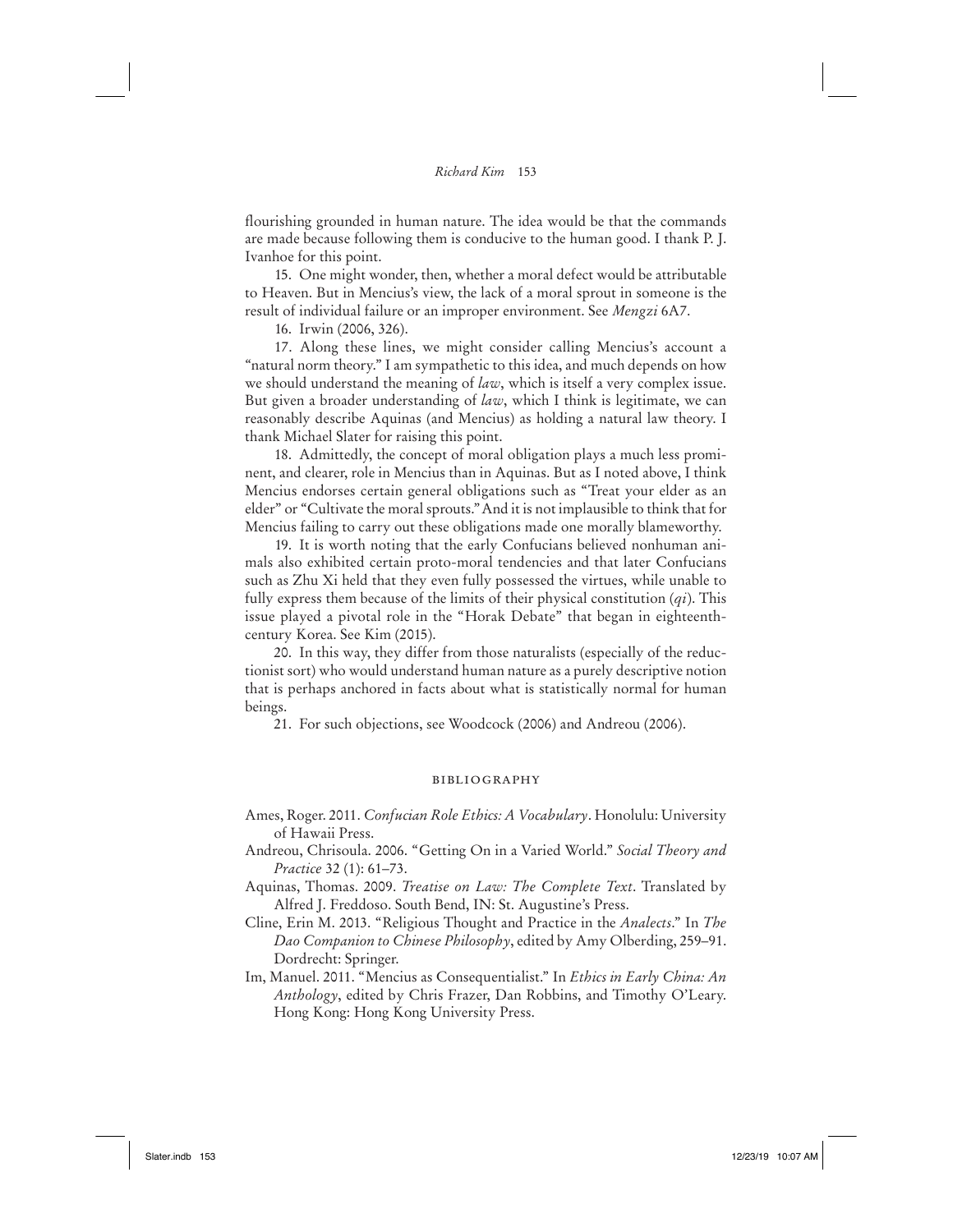flourishing grounded in human nature. The idea would be that the commands are made because following them is conducive to the human good. I thank P. J. Ivanhoe for this point.

15. One might wonder, then, whether a moral defect would be attributable to Heaven. But in Mencius's view, the lack of a moral sprout in someone is the result of individual failure or an improper environment. See *Mengzi* 6A7.

16. Irwin (2006, 326).

17. Along these lines, we might consider calling Mencius's account a "natural norm theory." I am sympathetic to this idea, and much depends on how we should understand the meaning of *law*, which is itself a very complex issue. But given a broader understanding of *law*, which I think is legitimate, we can reasonably describe Aquinas (and Mencius) as holding a natural law theory. I thank Michael Slater for raising this point.

18. Admittedly, the concept of moral obligation plays a much less prominent, and clearer, role in Mencius than in Aquinas. But as I noted above, I think Mencius endorses certain general obligations such as "Treat your elder as an elder" or "Cultivate the moral sprouts." And it is not implausible to think that for Mencius failing to carry out these obligations made one morally blameworthy.

19. It is worth noting that the early Confucians believed nonhuman animals also exhibited certain proto-moral tendencies and that later Confucians such as Zhu Xi held that they even fully possessed the virtues, while unable to fully express them because of the limits of their physical constitution (*qi*). This issue played a pivotal role in the "Horak Debate" that began in eighteenth-century Korea. See Kim (2015).

20. In this way, they differ from those naturalists (especially of the reductionist sort) who would understand human nature as a purely descriptive notion that is perhaps anchored in facts about what is statistically normal for human beings.

21. For such objections, see Woodcock (2006) and Andreou (2006).

## BIBLIOGRAPHY

Ames, Roger. 2011. *Confucian Role Ethics: A Vocabulary*. Honolulu: University of Hawaii Press.

Andreou, Chrisoula. 2006. "Getting On in a Varied World." *Social Theory and Practice* 32 (1): 61–73.

Aquinas, Thomas. 2009. *Treatise on Law: The Complete Text*. Translated by Alfred J. Freddoso. South Bend, IN: St. Augustine's Press.

Cline, Erin M. 2013. "Religious Thought and Practice in the *Analects*." In *The Dao Companion to Chinese Philosophy*, edited by Amy Olberding, 259–91. Dordrecht: Springer.

Im, Manuel. 2011. "Mencius as Consequentialist." In *Ethics in Early China: An Anthology*, edited by Chris Frazer, Dan Robbins, and Timothy O'Leary. Hong Kong: Hong Kong University Press.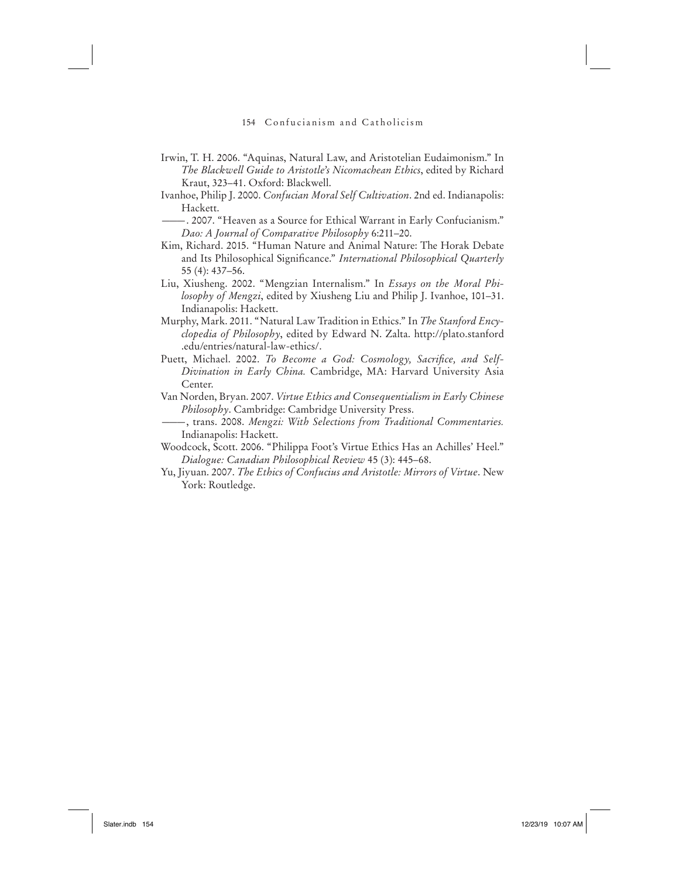Irwin, T. H. 2006. "Aquinas, Natural Law, and Aristotelian Eudaimonism." In *The Blackwell Guide to Aristotle's Nicomachean Ethics*, edited by Richard Kraut, 323–41. Oxford: Blackwell.

Ivanhoe, Philip J. 2000. *Confucian Moral Self Cultivation*. 2nd ed. Indianapolis: Hackett.

———. 2007. "Heaven as a Source for Ethical Warrant in Early Confucianism." *Dao: A Journal of Comparative Philosophy* 6:211–20.

Kim, Richard. 2015. "Human Nature and Animal Nature: The Horak Debate and Its Philosophical Significance." *International Philosophical Quarterly* 55 (4): 437–56.

Liu, Xiusheng. 2002. "Mengzian Internalism." In *Essays on the Moral Philosophy of Mengzi*, edited by Xiusheng Liu and Philip J. Ivanhoe, 101–31. Indianapolis: Hackett.

Murphy, Mark. 2011. "Natural Law Tradition in Ethics." In *The Stanford Encyclopedia of Philosophy*, edited by Edward N. Zalta. http://plato.stanford.edu/entries/natural-law-ethics/.

Puett, Michael. 2002. *To Become a God: Cosmology, Sacrifice, and Self-Divination in Early China.* Cambridge, MA: Harvard University Asia Center.

Van Norden, Bryan. 2007. *Virtue Ethics and Consequentialism in Early Chinese Philosophy*. Cambridge: Cambridge University Press.

———, trans. 2008. *Mengzi: With Selections from Traditional Commentaries.* Indianapolis: Hackett.

Woodcock, Scott. 2006. "Philippa Foot's Virtue Ethics Has an Achilles' Heel." *Dialogue: Canadian Philosophical Review* 45 (3): 445–68.

Yu, Jiyuan. 2007. *The Ethics of Confucius and Aristotle: Mirrors of Virtue*. New York: Routledge.